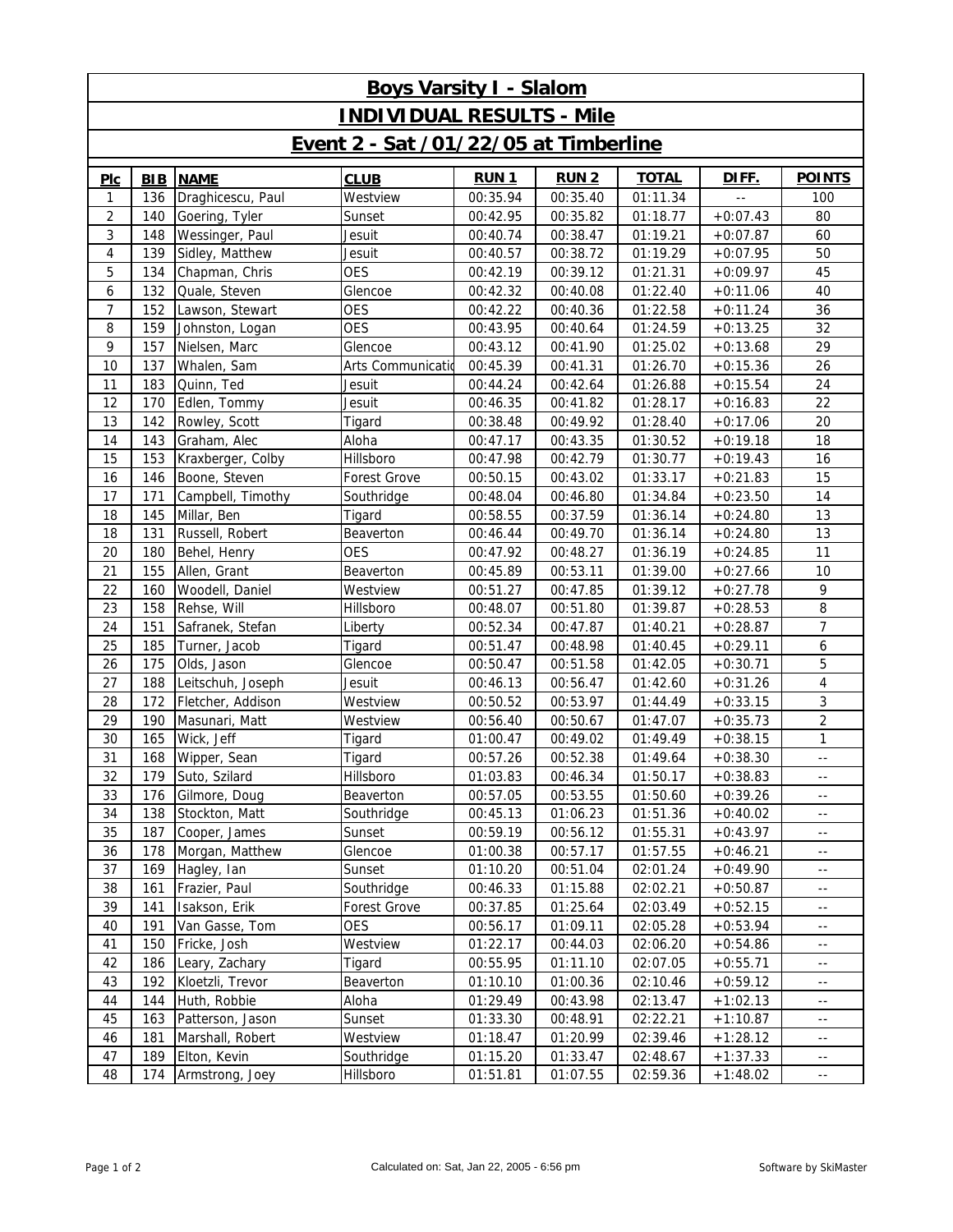# Boys Varsity I - Slalom

## INDIVIDUAL RESULTS - Mile

## Event 2 - Sat /01/22/05 at Timberline

| Plc | BIB | NAME | CLUB | RUN 1 | RUN 2 | TOTAL | DIFF. | POINTS |
|---|---|---|---|---|---|---|---|---|
| 1 | 136 | Draghicescu, Paul | Westview | 00:35.94 | 00:35.40 | 01:11.34 | -- | 100 |
| 2 | 140 | Goering, Tyler | Sunset | 00:42.95 | 00:35.82 | 01:18.77 | +0:07.43 | 80 |
| 3 | 148 | Wessinger, Paul | Jesuit | 00:40.74 | 00:38.47 | 01:19.21 | +0:07.87 | 60 |
| 4 | 139 | Sidley, Matthew | Jesuit | 00:40.57 | 00:38.72 | 01:19.29 | +0:07.95 | 50 |
| 5 | 134 | Chapman, Chris | OES | 00:42.19 | 00:39.12 | 01:21.31 | +0:09.97 | 45 |
| 6 | 132 | Quale, Steven | Glencoe | 00:42.32 | 00:40.08 | 01:22.40 | +0:11.06 | 40 |
| 7 | 152 | Lawson, Stewart | OES | 00:42.22 | 00:40.36 | 01:22.58 | +0:11.24 | 36 |
| 8 | 159 | Johnston, Logan | OES | 00:43.95 | 00:40.64 | 01:24.59 | +0:13.25 | 32 |
| 9 | 157 | Nielsen, Marc | Glencoe | 00:43.12 | 00:41.90 | 01:25.02 | +0:13.68 | 29 |
| 10 | 137 | Whalen, Sam | Arts Communicatio | 00:45.39 | 00:41.31 | 01:26.70 | +0:15.36 | 26 |
| 11 | 183 | Quinn, Ted | Jesuit | 00:44.24 | 00:42.64 | 01:26.88 | +0:15.54 | 24 |
| 12 | 170 | Edlen, Tommy | Jesuit | 00:46.35 | 00:41.82 | 01:28.17 | +0:16.83 | 22 |
| 13 | 142 | Rowley, Scott | Tigard | 00:38.48 | 00:49.92 | 01:28.40 | +0:17.06 | 20 |
| 14 | 143 | Graham, Alec | Aloha | 00:47.17 | 00:43.35 | 01:30.52 | +0:19.18 | 18 |
| 15 | 153 | Kraxberger, Colby | Hillsboro | 00:47.98 | 00:42.79 | 01:30.77 | +0:19.43 | 16 |
| 16 | 146 | Boone, Steven | Forest Grove | 00:50.15 | 00:43.02 | 01:33.17 | +0:21.83 | 15 |
| 17 | 171 | Campbell, Timothy | Southridge | 00:48.04 | 00:46.80 | 01:34.84 | +0:23.50 | 14 |
| 18 | 145 | Millar, Ben | Tigard | 00:58.55 | 00:37.59 | 01:36.14 | +0:24.80 | 13 |
| 18 | 131 | Russell, Robert | Beaverton | 00:46.44 | 00:49.70 | 01:36.14 | +0:24.80 | 13 |
| 20 | 180 | Behel, Henry | OES | 00:47.92 | 00:48.27 | 01:36.19 | +0:24.85 | 11 |
| 21 | 155 | Allen, Grant | Beaverton | 00:45.89 | 00:53.11 | 01:39.00 | +0:27.66 | 10 |
| 22 | 160 | Woodell, Daniel | Westview | 00:51.27 | 00:47.85 | 01:39.12 | +0:27.78 | 9 |
| 23 | 158 | Rehse, Will | Hillsboro | 00:48.07 | 00:51.80 | 01:39.87 | +0:28.53 | 8 |
| 24 | 151 | Safranek, Stefan | Liberty | 00:52.34 | 00:47.87 | 01:40.21 | +0:28.87 | 7 |
| 25 | 185 | Turner, Jacob | Tigard | 00:51.47 | 00:48.98 | 01:40.45 | +0:29.11 | 6 |
| 26 | 175 | Olds, Jason | Glencoe | 00:50.47 | 00:51.58 | 01:42.05 | +0:30.71 | 5 |
| 27 | 188 | Leitschuh, Joseph | Jesuit | 00:46.13 | 00:56.47 | 01:42.60 | +0:31.26 | 4 |
| 28 | 172 | Fletcher, Addison | Westview | 00:50.52 | 00:53.97 | 01:44.49 | +0:33.15 | 3 |
| 29 | 190 | Masunari, Matt | Westview | 00:56.40 | 00:50.67 | 01:47.07 | +0:35.73 | 2 |
| 30 | 165 | Wick, Jeff | Tigard | 01:00.47 | 00:49.02 | 01:49.49 | +0:38.15 | 1 |
| 31 | 168 | Wipper, Sean | Tigard | 00:57.26 | 00:52.38 | 01:49.64 | +0:38.30 | -- |
| 32 | 179 | Suto, Szilard | Hillsboro | 01:03.83 | 00:46.34 | 01:50.17 | +0:38.83 | -- |
| 33 | 176 | Gilmore, Doug | Beaverton | 00:57.05 | 00:53.55 | 01:50.60 | +0:39.26 | -- |
| 34 | 138 | Stockton, Matt | Southridge | 00:45.13 | 01:06.23 | 01:51.36 | +0:40.02 | -- |
| 35 | 187 | Cooper, James | Sunset | 00:59.19 | 00:56.12 | 01:55.31 | +0:43.97 | -- |
| 36 | 178 | Morgan, Matthew | Glencoe | 01:00.38 | 00:57.17 | 01:57.55 | +0:46.21 | -- |
| 37 | 169 | Hagley, Ian | Sunset | 01:10.20 | 00:51.04 | 02:01.24 | +0:49.90 | -- |
| 38 | 161 | Frazier, Paul | Southridge | 00:46.33 | 01:15.88 | 02:02.21 | +0:50.87 | -- |
| 39 | 141 | Isakson, Erik | Forest Grove | 00:37.85 | 01:25.64 | 02:03.49 | +0:52.15 | -- |
| 40 | 191 | Van Gasse, Tom | OES | 00:56.17 | 01:09.11 | 02:05.28 | +0:53.94 | -- |
| 41 | 150 | Fricke, Josh | Westview | 01:22.17 | 00:44.03 | 02:06.20 | +0:54.86 | -- |
| 42 | 186 | Leary, Zachary | Tigard | 00:55.95 | 01:11.10 | 02:07.05 | +0:55.71 | -- |
| 43 | 192 | Kloetzli, Trevor | Beaverton | 01:10.10 | 01:00.36 | 02:10.46 | +0:59.12 | -- |
| 44 | 144 | Huth, Robbie | Aloha | 01:29.49 | 00:43.98 | 02:13.47 | +1:02.13 | -- |
| 45 | 163 | Patterson, Jason | Sunset | 01:33.30 | 00:48.91 | 02:22.21 | +1:10.87 | -- |
| 46 | 181 | Marshall, Robert | Westview | 01:18.47 | 01:20.99 | 02:39.46 | +1:28.12 | -- |
| 47 | 189 | Elton, Kevin | Southridge | 01:15.20 | 01:33.47 | 02:48.67 | +1:37.33 | -- |
| 48 | 174 | Armstrong, Joey | Hillsboro | 01:51.81 | 01:07.55 | 02:59.36 | +1:48.02 | -- |

Calculated on: Sat, Jan 22, 2005 - 6:56 pm

Software by SkiMaster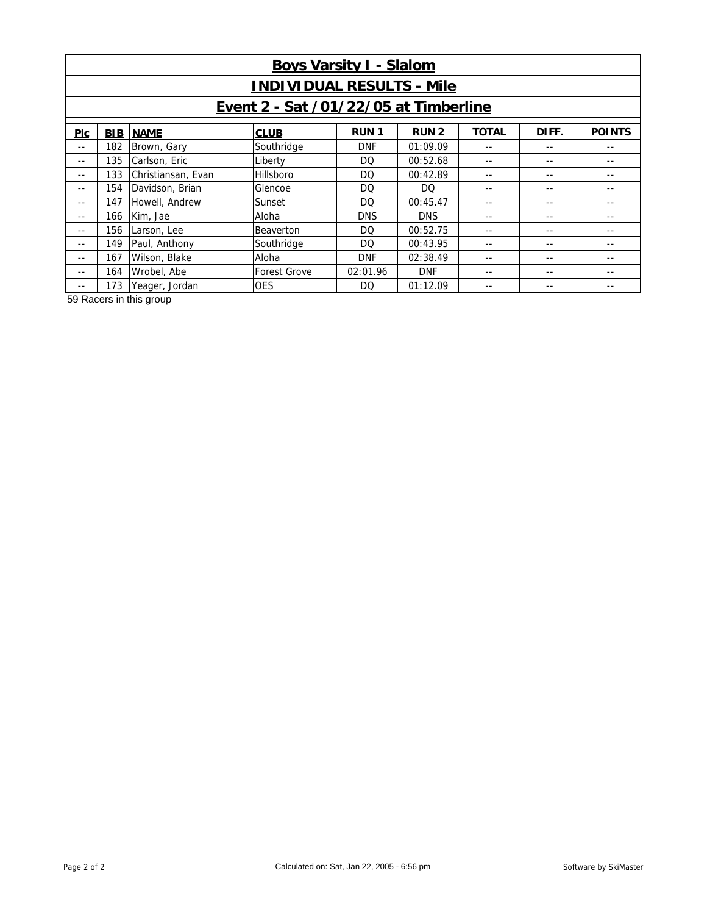# Boys Varsity I - Slalom

## INDIVIDUAL RESULTS - Mile

## Event 2 - Sat /01/22/05 at Timberline

| Plc | BIB | NAME | CLUB | RUN 1 | RUN 2 | TOTAL | DIFF. | POINTS |
|---|---|---|---|---|---|---|---|---|
| -- | 182 | Brown, Gary | Southridge | DNF | 01:09.09 | -- | -- | -- |
| -- | 135 | Carlson, Eric | Liberty | DQ | 00:52.68 | -- | -- | -- |
| -- | 133 | Christiansan, Evan | Hillsboro | DQ | 00:42.89 | -- | -- | -- |
| -- | 154 | Davidson, Brian | Glencoe | DQ | DQ | -- | -- | -- |
| -- | 147 | Howell, Andrew | Sunset | DQ | 00:45.47 | -- | -- | -- |
| -- | 166 | Kim, Jae | Aloha | DNS | DNS | -- | -- | -- |
| -- | 156 | Larson, Lee | Beaverton | DQ | 00:52.75 | -- | -- | -- |
| -- | 149 | Paul, Anthony | Southridge | DQ | 00:43.95 | -- | -- | -- |
| -- | 167 | Wilson, Blake | Aloha | DNF | 02:38.49 | -- | -- | -- |
| -- | 164 | Wrobel, Abe | Forest Grove | 02:01.96 | DNF | -- | -- | -- |
| -- | 173 | Yeager, Jordan | OES | DQ | 01:12.09 | -- | -- | -- |

59 Racers in this group

Calculated on: Sat, Jan 22, 2005 - 6:56 pm

Software by SkiMaster